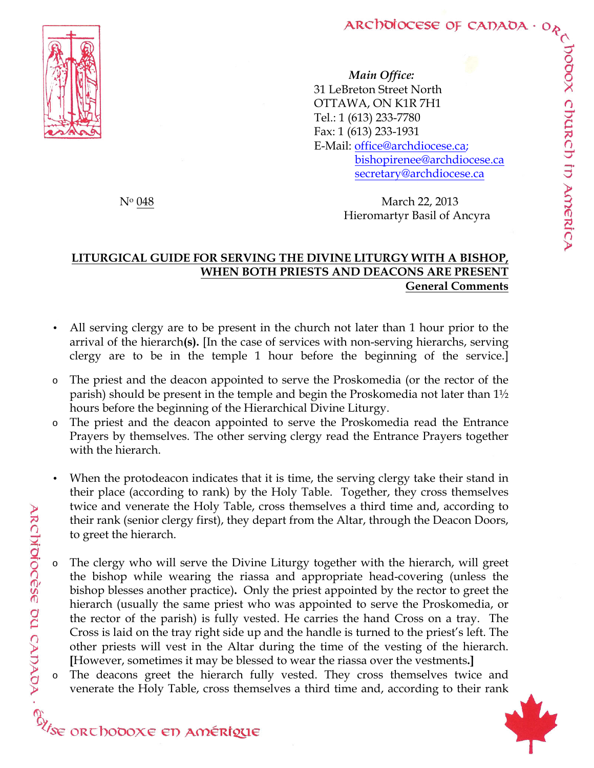*Main Office:*
31 LeBreton Street North
OTTAWA, ON K1R 7H1
Tel.: 1 (613) 233-7780
Fax: 1 (613) 233-1931
E-Mail: office@archdiocese.ca;
bishopirenee@archdiocese.ca
secretary@archdiocese.ca

Nº 048

March 22, 2013
Hieromartyr Basil of Ancyra

## LITURGICAL GUIDE FOR SERVING THE DIVINE LITURGY WITH A BISHOP, WHEN BOTH PRIESTS AND DEACONS ARE PRESENT

### General Comments

- All serving clergy are to be present in the church not later than 1 hour prior to the arrival of the hierarch**(s).** [In the case of services with non-serving hierarchs, serving clergy are to be in the temple 1 hour before the beginning of the service.]
  - The priest and the deacon appointed to serve the Proskomedia (or the rector of the parish) should be present in the temple and begin the Proskomedia not later than 1½ hours before the beginning of the Hierarchical Divine Liturgy.
  - The priest and the deacon appointed to serve the Proskomedia read the Entrance Prayers by themselves. The other serving clergy read the Entrance Prayers together with the hierarch.

- When the protodeacon indicates that it is time, the serving clergy take their stand in their place (according to rank) by the Holy Table. Together, they cross themselves twice and venerate the Holy Table, cross themselves a third time and, according to their rank (senior clergy first), they depart from the Altar, through the Deacon Doors, to greet the hierarch.
  - The clergy who will serve the Divine Liturgy together with the hierarch, will greet the bishop while wearing the riassa and appropriate head-covering (unless the bishop blesses another practice)**.** Only the priest appointed by the rector to greet the hierarch (usually the same priest who was appointed to serve the Proskomedia, or the rector of the parish) is fully vested. He carries the hand Cross on a tray. The Cross is laid on the tray right side up and the handle is turned to the priest's left. The other priests will vest in the Altar during the time of the vesting of the hierarch. **[**However, sometimes it may be blessed to wear the riassa over the vestments**.]**
  - The deacons greet the hierarch fully vested. They cross themselves twice and venerate the Holy Table, cross themselves a third time and, according to their rank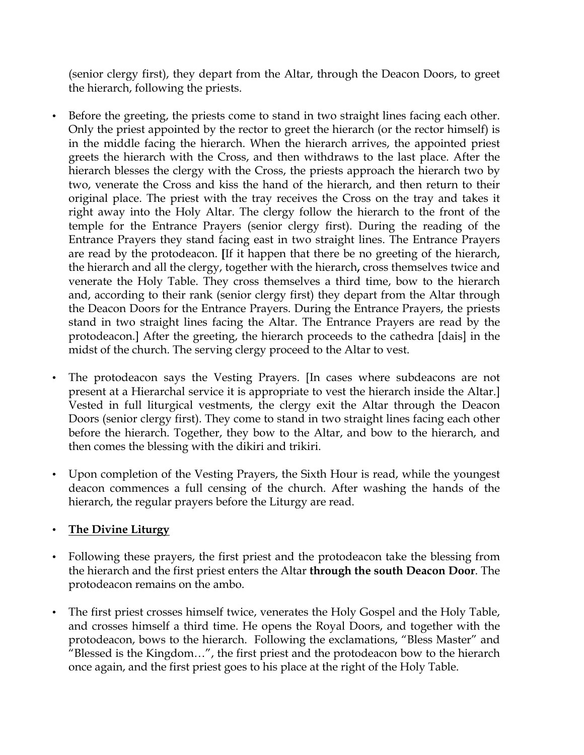(senior clergy first), they depart from the Altar, through the Deacon Doors, to greet the hierarch, following the priests.

- Before the greeting, the priests come to stand in two straight lines facing each other. Only the priest appointed by the rector to greet the hierarch (or the rector himself) is in the middle facing the hierarch. When the hierarch arrives, the appointed priest greets the hierarch with the Cross, and then withdraws to the last place. After the hierarch blesses the clergy with the Cross, the priests approach the hierarch two by two, venerate the Cross and kiss the hand of the hierarch, and then return to their original place. The priest with the tray receives the Cross on the tray and takes it right away into the Holy Altar. The clergy follow the hierarch to the front of the temple for the Entrance Prayers (senior clergy first). During the reading of the Entrance Prayers they stand facing east in two straight lines. The Entrance Prayers are read by the protodeacon. **[**If it happen that there be no greeting of the hierarch, the hierarch and all the clergy, together with the hierarch**,** cross themselves twice and venerate the Holy Table. They cross themselves a third time, bow to the hierarch and, according to their rank (senior clergy first) they depart from the Altar through the Deacon Doors for the Entrance Prayers. During the Entrance Prayers, the priests stand in two straight lines facing the Altar. The Entrance Prayers are read by the protodeacon.] After the greeting, the hierarch proceeds to the cathedra [dais] in the midst of the church. The serving clergy proceed to the Altar to vest.

- The protodeacon says the Vesting Prayers. [In cases where subdeacons are not present at a Hierarchal service it is appropriate to vest the hierarch inside the Altar.] Vested in full liturgical vestments, the clergy exit the Altar through the Deacon Doors (senior clergy first). They come to stand in two straight lines facing each other before the hierarch. Together, they bow to the Altar, and bow to the hierarch, and then comes the blessing with the dikiri and trikiri.

- Upon completion of the Vesting Prayers, the Sixth Hour is read, while the youngest deacon commences a full censing of the church. After washing the hands of the hierarch, the regular prayers before the Liturgy are read.

- **The Divine Liturgy**

- Following these prayers, the first priest and the protodeacon take the blessing from the hierarch and the first priest enters the Altar **through the south Deacon Door**. The protodeacon remains on the ambo.

- The first priest crosses himself twice, venerates the Holy Gospel and the Holy Table, and crosses himself a third time. He opens the Royal Doors, and together with the protodeacon, bows to the hierarch. Following the exclamations, "Bless Master" and "Blessed is the Kingdom…", the first priest and the protodeacon bow to the hierarch once again, and the first priest goes to his place at the right of the Holy Table.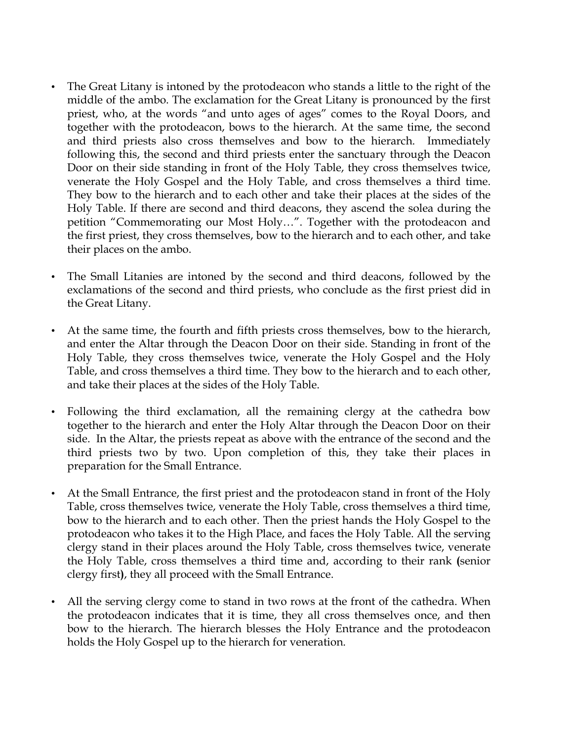- The Great Litany is intoned by the protodeacon who stands a little to the right of the middle of the ambo. The exclamation for the Great Litany is pronounced by the first priest, who, at the words "and unto ages of ages" comes to the Royal Doors, and together with the protodeacon, bows to the hierarch. At the same time, the second and third priests also cross themselves and bow to the hierarch. Immediately following this, the second and third priests enter the sanctuary through the Deacon Door on their side standing in front of the Holy Table, they cross themselves twice, venerate the Holy Gospel and the Holy Table, and cross themselves a third time. They bow to the hierarch and to each other and take their places at the sides of the Holy Table. If there are second and third deacons, they ascend the solea during the petition "Commemorating our Most Holy…". Together with the protodeacon and the first priest, they cross themselves, bow to the hierarch and to each other, and take their places on the ambo.

- The Small Litanies are intoned by the second and third deacons, followed by the exclamations of the second and third priests, who conclude as the first priest did in the Great Litany.

- At the same time, the fourth and fifth priests cross themselves, bow to the hierarch, and enter the Altar through the Deacon Door on their side. Standing in front of the Holy Table, they cross themselves twice, venerate the Holy Gospel and the Holy Table, and cross themselves a third time. They bow to the hierarch and to each other, and take their places at the sides of the Holy Table.

- Following the third exclamation, all the remaining clergy at the cathedra bow together to the hierarch and enter the Holy Altar through the Deacon Door on their side. In the Altar, the priests repeat as above with the entrance of the second and the third priests two by two. Upon completion of this, they take their places in preparation for the Small Entrance.

- At the Small Entrance, the first priest and the protodeacon stand in front of the Holy Table, cross themselves twice, venerate the Holy Table, cross themselves a third time, bow to the hierarch and to each other. Then the priest hands the Holy Gospel to the protodeacon who takes it to the High Place, and faces the Holy Table. All the serving clergy stand in their places around the Holy Table, cross themselves twice, venerate the Holy Table, cross themselves a third time and, according to their rank **(**senior clergy first**)**, they all proceed with the Small Entrance.

- All the serving clergy come to stand in two rows at the front of the cathedra. When the protodeacon indicates that it is time, they all cross themselves once, and then bow to the hierarch. The hierarch blesses the Holy Entrance and the protodeacon holds the Holy Gospel up to the hierarch for veneration.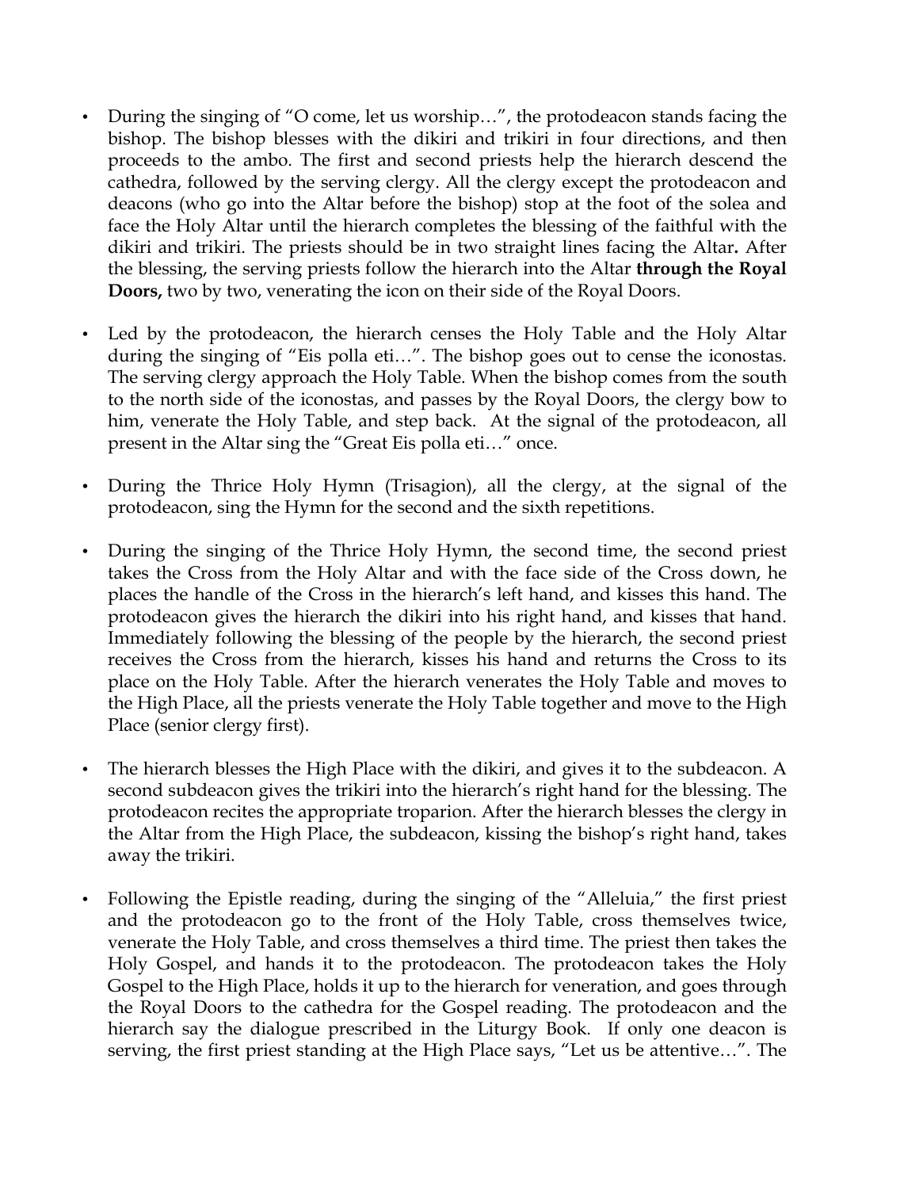- During the singing of "O come, let us worship…", the protodeacon stands facing the bishop. The bishop blesses with the dikiri and trikiri in four directions, and then proceeds to the ambo. The first and second priests help the hierarch descend the cathedra, followed by the serving clergy. All the clergy except the protodeacon and deacons (who go into the Altar before the bishop) stop at the foot of the solea and face the Holy Altar until the hierarch completes the blessing of the faithful with the dikiri and trikiri. The priests should be in two straight lines facing the Altar**.** After the blessing, the serving priests follow the hierarch into the Altar **through the Royal Doors,** two by two, venerating the icon on their side of the Royal Doors.

- Led by the protodeacon, the hierarch censes the Holy Table and the Holy Altar during the singing of "Eis polla eti…". The bishop goes out to cense the iconostas. The serving clergy approach the Holy Table. When the bishop comes from the south to the north side of the iconostas, and passes by the Royal Doors, the clergy bow to him, venerate the Holy Table, and step back. At the signal of the protodeacon, all present in the Altar sing the "Great Eis polla eti…" once.

- During the Thrice Holy Hymn (Trisagion), all the clergy, at the signal of the protodeacon, sing the Hymn for the second and the sixth repetitions.

- During the singing of the Thrice Holy Hymn, the second time, the second priest takes the Cross from the Holy Altar and with the face side of the Cross down, he places the handle of the Cross in the hierarch's left hand, and kisses this hand. The protodeacon gives the hierarch the dikiri into his right hand, and kisses that hand. Immediately following the blessing of the people by the hierarch, the second priest receives the Cross from the hierarch, kisses his hand and returns the Cross to its place on the Holy Table. After the hierarch venerates the Holy Table and moves to the High Place, all the priests venerate the Holy Table together and move to the High Place (senior clergy first).

- The hierarch blesses the High Place with the dikiri, and gives it to the subdeacon. A second subdeacon gives the trikiri into the hierarch's right hand for the blessing. The protodeacon recites the appropriate troparion. After the hierarch blesses the clergy in the Altar from the High Place, the subdeacon, kissing the bishop's right hand, takes away the trikiri.

- Following the Epistle reading, during the singing of the "Alleluia," the first priest and the protodeacon go to the front of the Holy Table, cross themselves twice, venerate the Holy Table, and cross themselves a third time. The priest then takes the Holy Gospel, and hands it to the protodeacon. The protodeacon takes the Holy Gospel to the High Place, holds it up to the hierarch for veneration, and goes through the Royal Doors to the cathedra for the Gospel reading. The protodeacon and the hierarch say the dialogue prescribed in the Liturgy Book. If only one deacon is serving, the first priest standing at the High Place says, "Let us be attentive…". The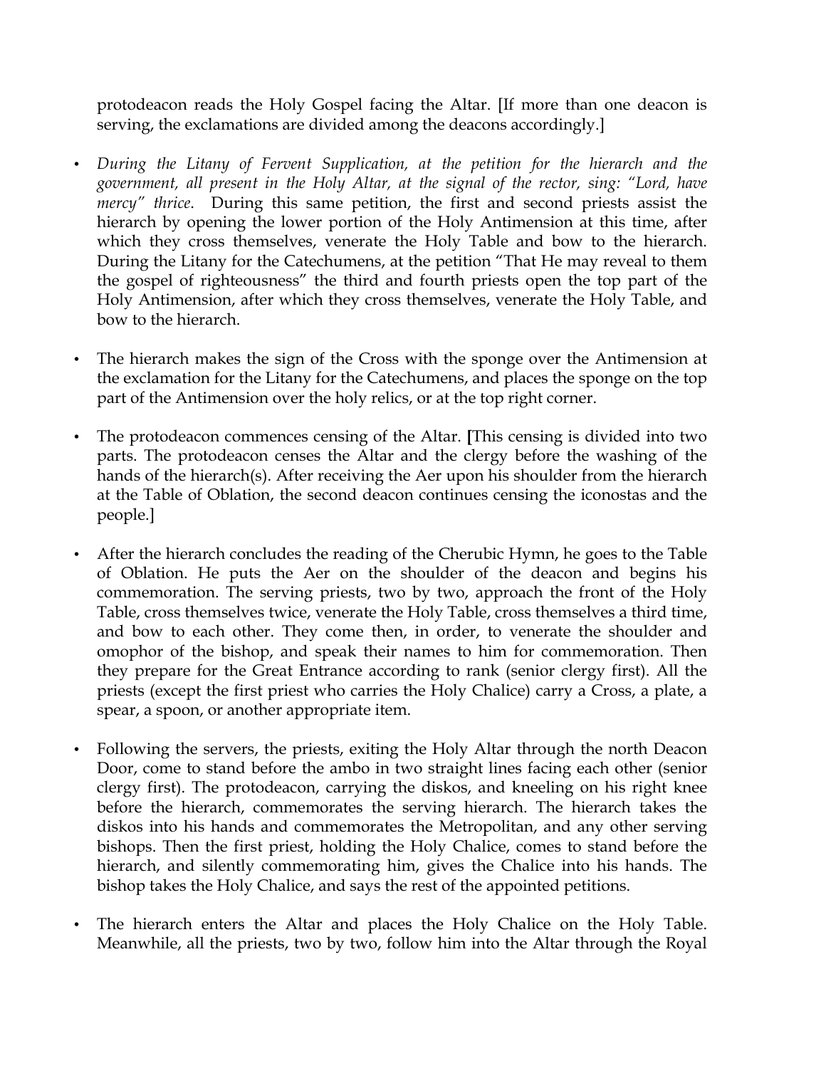protodeacon reads the Holy Gospel facing the Altar. [If more than one deacon is serving, the exclamations are divided among the deacons accordingly.]

- *During the Litany of Fervent Supplication, at the petition for the hierarch and the government, all present in the Holy Altar, at the signal of the rector, sing: "Lord, have mercy" thrice*. During this same petition, the first and second priests assist the hierarch by opening the lower portion of the Holy Antimension at this time, after which they cross themselves, venerate the Holy Table and bow to the hierarch. During the Litany for the Catechumens, at the petition "That He may reveal to them the gospel of righteousness" the third and fourth priests open the top part of the Holy Antimension, after which they cross themselves, venerate the Holy Table, and bow to the hierarch.

- The hierarch makes the sign of the Cross with the sponge over the Antimension at the exclamation for the Litany for the Catechumens, and places the sponge on the top part of the Antimension over the holy relics, or at the top right corner.

- The protodeacon commences censing of the Altar. **[**This censing is divided into two parts. The protodeacon censes the Altar and the clergy before the washing of the hands of the hierarch(s). After receiving the Aer upon his shoulder from the hierarch at the Table of Oblation, the second deacon continues censing the iconostas and the people.]

- After the hierarch concludes the reading of the Cherubic Hymn, he goes to the Table of Oblation. He puts the Aer on the shoulder of the deacon and begins his commemoration. The serving priests, two by two, approach the front of the Holy Table, cross themselves twice, venerate the Holy Table, cross themselves a third time, and bow to each other. They come then, in order, to venerate the shoulder and omophor of the bishop, and speak their names to him for commemoration. Then they prepare for the Great Entrance according to rank (senior clergy first). All the priests (except the first priest who carries the Holy Chalice) carry a Cross, a plate, a spear, a spoon, or another appropriate item.

- Following the servers, the priests, exiting the Holy Altar through the north Deacon Door, come to stand before the ambo in two straight lines facing each other (senior clergy first). The protodeacon, carrying the diskos, and kneeling on his right knee before the hierarch, commemorates the serving hierarch. The hierarch takes the diskos into his hands and commemorates the Metropolitan, and any other serving bishops. Then the first priest, holding the Holy Chalice, comes to stand before the hierarch, and silently commemorating him, gives the Chalice into his hands. The bishop takes the Holy Chalice, and says the rest of the appointed petitions.

- The hierarch enters the Altar and places the Holy Chalice on the Holy Table. Meanwhile, all the priests, two by two, follow him into the Altar through the Royal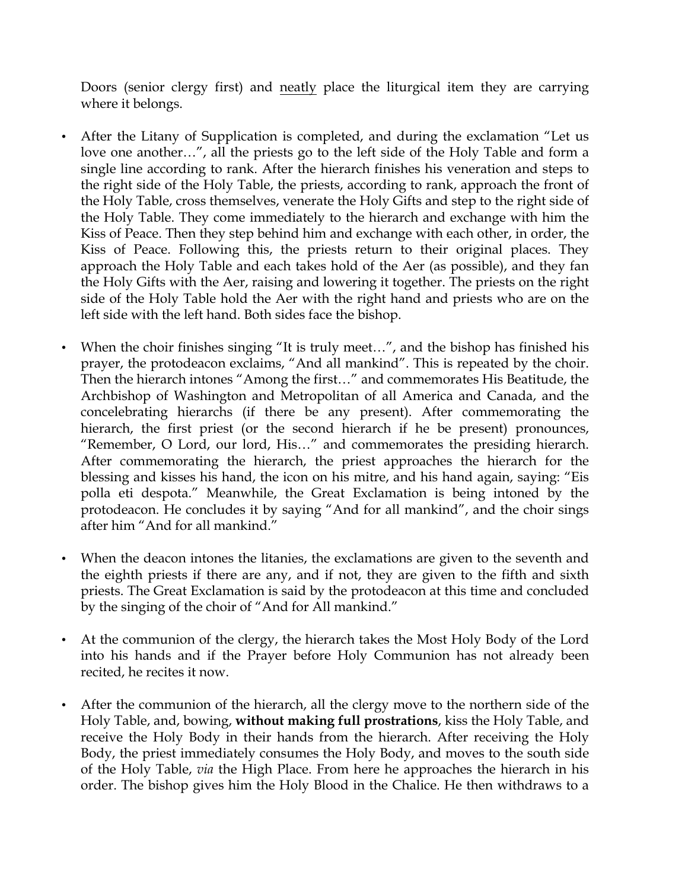Doors (senior clergy first) and <u>neatly</u> place the liturgical item they are carrying where it belongs.

- After the Litany of Supplication is completed, and during the exclamation “Let us love one another…”, all the priests go to the left side of the Holy Table and form a single line according to rank. After the hierarch finishes his veneration and steps to the right side of the Holy Table, the priests, according to rank, approach the front of the Holy Table, cross themselves, venerate the Holy Gifts and step to the right side of the Holy Table. They come immediately to the hierarch and exchange with him the Kiss of Peace. Then they step behind him and exchange with each other, in order, the Kiss of Peace. Following this, the priests return to their original places. They approach the Holy Table and each takes hold of the Aer (as possible), and they fan the Holy Gifts with the Aer, raising and lowering it together. The priests on the right side of the Holy Table hold the Aer with the right hand and priests who are on the left side with the left hand. Both sides face the bishop.

- When the choir finishes singing “It is truly meet…”, and the bishop has finished his prayer, the protodeacon exclaims, “And all mankind”. This is repeated by the choir. Then the hierarch intones “Among the first…” and commemorates His Beatitude, the Archbishop of Washington and Metropolitan of all America and Canada, and the concelebrating hierarchs (if there be any present). After commemorating the hierarch, the first priest (or the second hierarch if he be present) pronounces, “Remember, O Lord, our lord, His…” and commemorates the presiding hierarch. After commemorating the hierarch, the priest approaches the hierarch for the blessing and kisses his hand, the icon on his mitre, and his hand again, saying: “Eis polla eti despota.” Meanwhile, the Great Exclamation is being intoned by the protodeacon. He concludes it by saying “And for all mankind”, and the choir sings after him “And for all mankind.”

- When the deacon intones the litanies, the exclamations are given to the seventh and the eighth priests if there are any, and if not, they are given to the fifth and sixth priests. The Great Exclamation is said by the protodeacon at this time and concluded by the singing of the choir of “And for All mankind.”

- At the communion of the clergy, the hierarch takes the Most Holy Body of the Lord into his hands and if the Prayer before Holy Communion has not already been recited, he recites it now.

- After the communion of the hierarch, all the clergy move to the northern side of the Holy Table, and, bowing, **without making full prostrations**, kiss the Holy Table, and receive the Holy Body in their hands from the hierarch. After receiving the Holy Body, the priest immediately consumes the Holy Body, and moves to the south side of the Holy Table, *via* the High Place. From here he approaches the hierarch in his order. The bishop gives him the Holy Blood in the Chalice. He then withdraws to a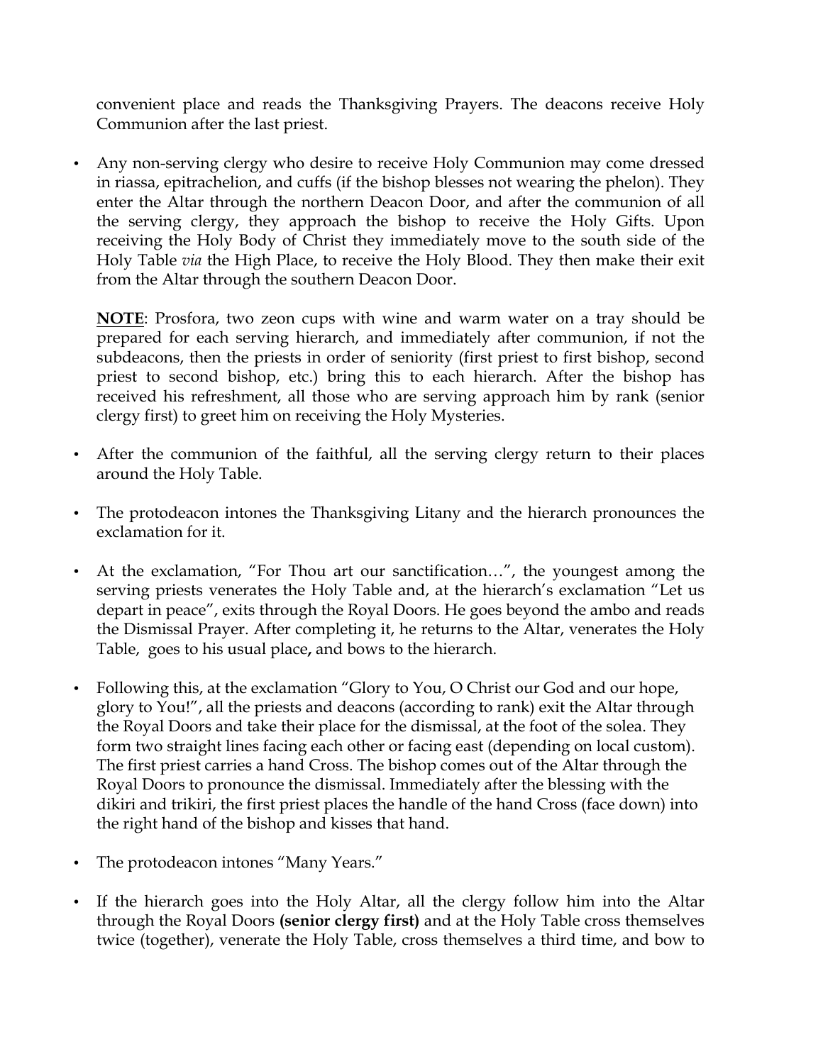convenient place and reads the Thanksgiving Prayers. The deacons receive Holy Communion after the last priest.

- Any non-serving clergy who desire to receive Holy Communion may come dressed in riassa, epitrachelion, and cuffs (if the bishop blesses not wearing the phelon). They enter the Altar through the northern Deacon Door, and after the communion of all the serving clergy, they approach the bishop to receive the Holy Gifts. Upon receiving the Holy Body of Christ they immediately move to the south side of the Holy Table *via* the High Place, to receive the Holy Blood. They then make their exit from the Altar through the southern Deacon Door.

  **NOTE**: Prosfora, two zeon cups with wine and warm water on a tray should be prepared for each serving hierarch, and immediately after communion, if not the subdeacons, then the priests in order of seniority (first priest to first bishop, second priest to second bishop, etc.) bring this to each hierarch. After the bishop has received his refreshment, all those who are serving approach him by rank (senior clergy first) to greet him on receiving the Holy Mysteries.

- After the communion of the faithful, all the serving clergy return to their places around the Holy Table.

- The protodeacon intones the Thanksgiving Litany and the hierarch pronounces the exclamation for it.

- At the exclamation, "For Thou art our sanctification…", the youngest among the serving priests venerates the Holy Table and, at the hierarch's exclamation "Let us depart in peace", exits through the Royal Doors. He goes beyond the ambo and reads the Dismissal Prayer. After completing it, he returns to the Altar, venerates the Holy Table, goes to his usual place**,** and bows to the hierarch.

- Following this, at the exclamation "Glory to You, O Christ our God and our hope, glory to You!", all the priests and deacons (according to rank) exit the Altar through the Royal Doors and take their place for the dismissal, at the foot of the solea. They form two straight lines facing each other or facing east (depending on local custom). The first priest carries a hand Cross. The bishop comes out of the Altar through the Royal Doors to pronounce the dismissal. Immediately after the blessing with the dikiri and trikiri, the first priest places the handle of the hand Cross (face down) into the right hand of the bishop and kisses that hand.

- The protodeacon intones "Many Years."

- If the hierarch goes into the Holy Altar, all the clergy follow him into the Altar through the Royal Doors **(senior clergy first)** and at the Holy Table cross themselves twice (together), venerate the Holy Table, cross themselves a third time, and bow to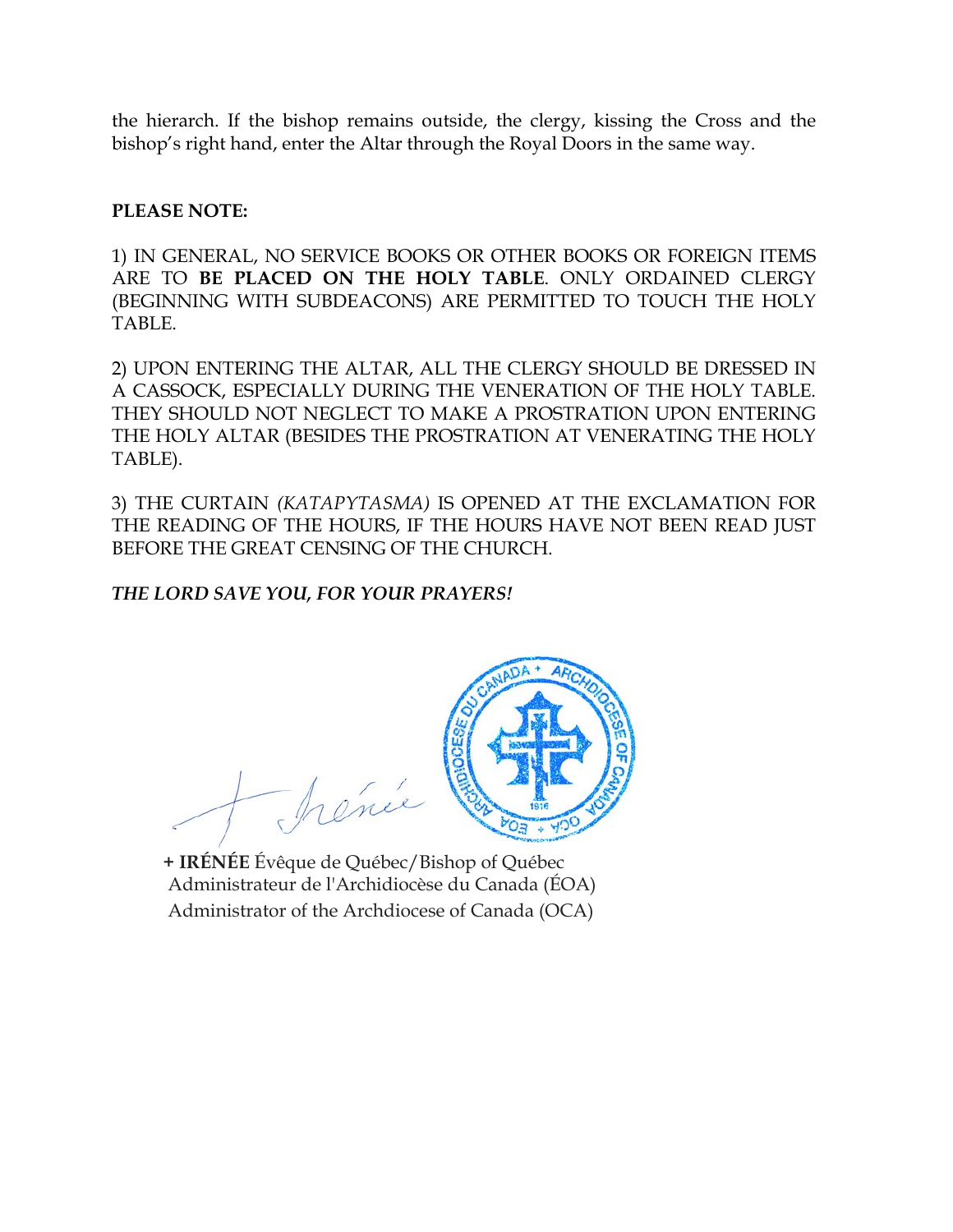the hierarch. If the bishop remains outside, the clergy, kissing the Cross and the bishop's right hand, enter the Altar through the Royal Doors in the same way.

**PLEASE NOTE:**

1) IN GENERAL, NO SERVICE BOOKS OR OTHER BOOKS OR FOREIGN ITEMS ARE TO **BE PLACED ON THE HOLY TABLE**. ONLY ORDAINED CLERGY (BEGINNING WITH SUBDEACONS) ARE PERMITTED TO TOUCH THE HOLY TABLE.

2) UPON ENTERING THE ALTAR, ALL THE CLERGY SHOULD BE DRESSED IN A CASSOCK, ESPECIALLY DURING THE VENERATION OF THE HOLY TABLE. THEY SHOULD NOT NEGLECT TO MAKE A PROSTRATION UPON ENTERING THE HOLY ALTAR (BESIDES THE PROSTRATION AT VENERATING THE HOLY TABLE).

3) THE CURTAIN *(KATAPYTASMA)* IS OPENED AT THE EXCLAMATION FOR THE READING OF THE HOURS, IF THE HOURS HAVE NOT BEEN READ JUST BEFORE THE GREAT CENSING OF THE CHURCH.

***THE LORD SAVE YOU, FOR YOUR PRAYERS!***

+ Irénée

ARCHIDIOCÈSE DU CANADA + ARCHDIOCESE OF CANADA
1916
ÉOA + OCA

**+ IRÉNÉE** Évêque de Québec/Bishop of Québec
Administrateur de l'Archidiocèse du Canada (ÉOA)
Administrator of the Archdiocese of Canada (OCA)